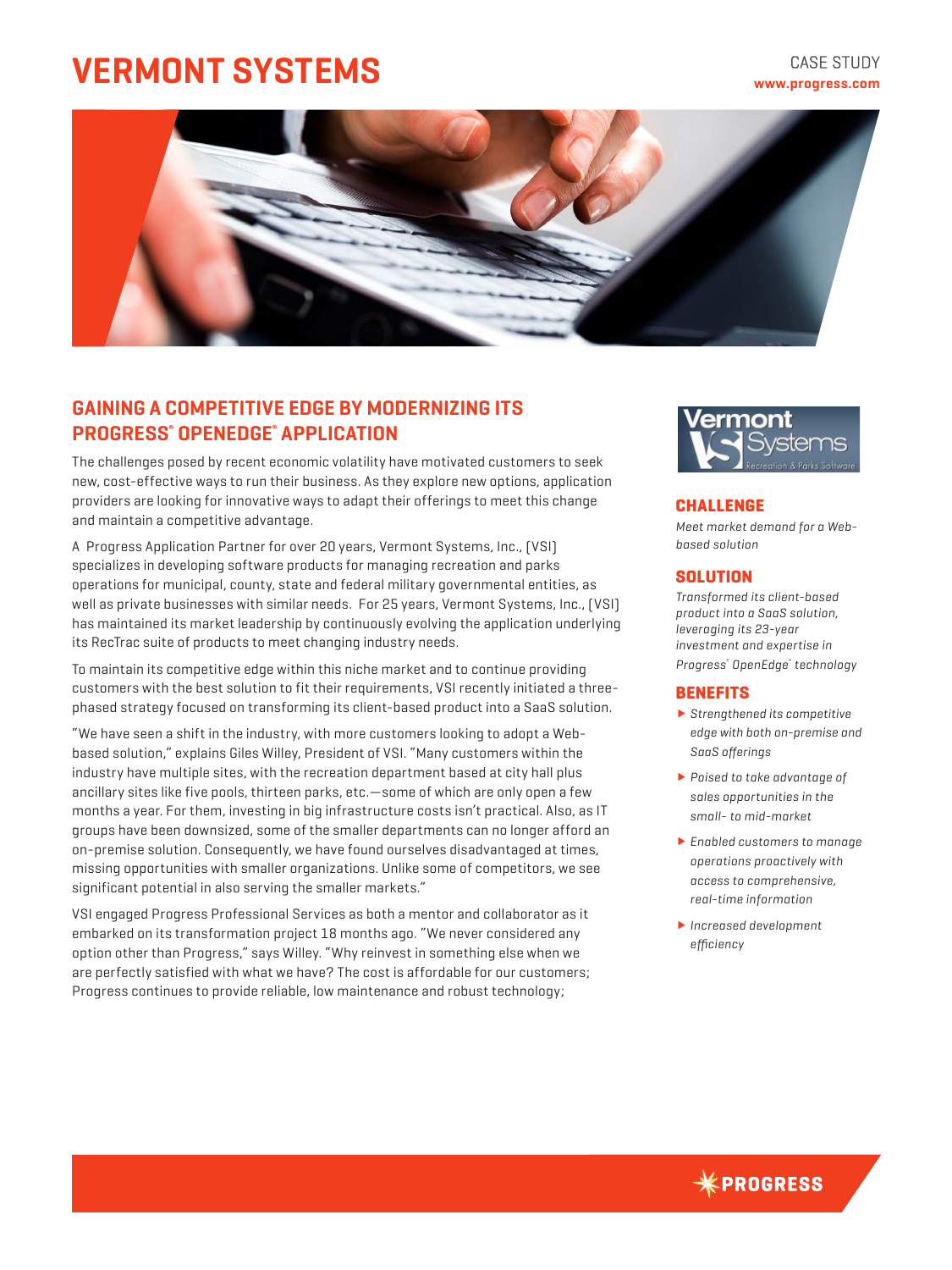# VERMONT SYSTEMS

CASE STUDY
www.progress.com

## GAINING A COMPETITIVE EDGE BY MODERNIZING ITS PROGRESS® OPENEDGE® APPLICATION

The challenges posed by recent economic volatility have motivated customers to seek new, cost-effective ways to run their business. As they explore new options, application providers are looking for innovative ways to adapt their offerings to meet this change and maintain a competitive advantage.

A Progress Application Partner for over 20 years, Vermont Systems, Inc., (VSI) specializes in developing software products for managing recreation and parks operations for municipal, county, state and federal military governmental entities, as well as private businesses with similar needs. For 25 years, Vermont Systems, Inc., (VSI) has maintained its market leadership by continuously evolving the application underlying its RecTrac suite of products to meet changing industry needs.

To maintain its competitive edge within this niche market and to continue providing customers with the best solution to fit their requirements, VSI recently initiated a three-phased strategy focused on transforming its client-based product into a SaaS solution.

"We have seen a shift in the industry, with more customers looking to adopt a Web-based solution," explains Giles Willey, President of VSI. "Many customers within the industry have multiple sites, with the recreation department based at city hall plus ancillary sites like five pools, thirteen parks, etc.—some of which are only open a few months a year. For them, investing in big infrastructure costs isn't practical. Also, as IT groups have been downsized, some of the smaller departments can no longer afford an on-premise solution. Consequently, we have found ourselves disadvantaged at times, missing opportunities with smaller organizations. Unlike some of competitors, we see significant potential in also serving the smaller markets."

VSI engaged Progress Professional Services as both a mentor and collaborator as it embarked on its transformation project 18 months ago. "We never considered any option other than Progress," says Willey. "Why reinvest in something else when we are perfectly satisfied with what we have? The cost is affordable for our customers; Progress continues to provide reliable, low maintenance and robust technology;

### CHALLENGE

*Meet market demand for a Web-based solution*

### SOLUTION

*Transformed its client-based product into a SaaS solution, leveraging its 23-year investment and expertise in Progress® OpenEdge® technology*

### BENEFITS

- *Strengthened its competitive edge with both on-premise and SaaS offerings*
- *Poised to take advantage of sales opportunities in the small- to mid-market*
- *Enabled customers to manage operations proactively with access to comprehensive, real-time information*
- *Increased development efficiency*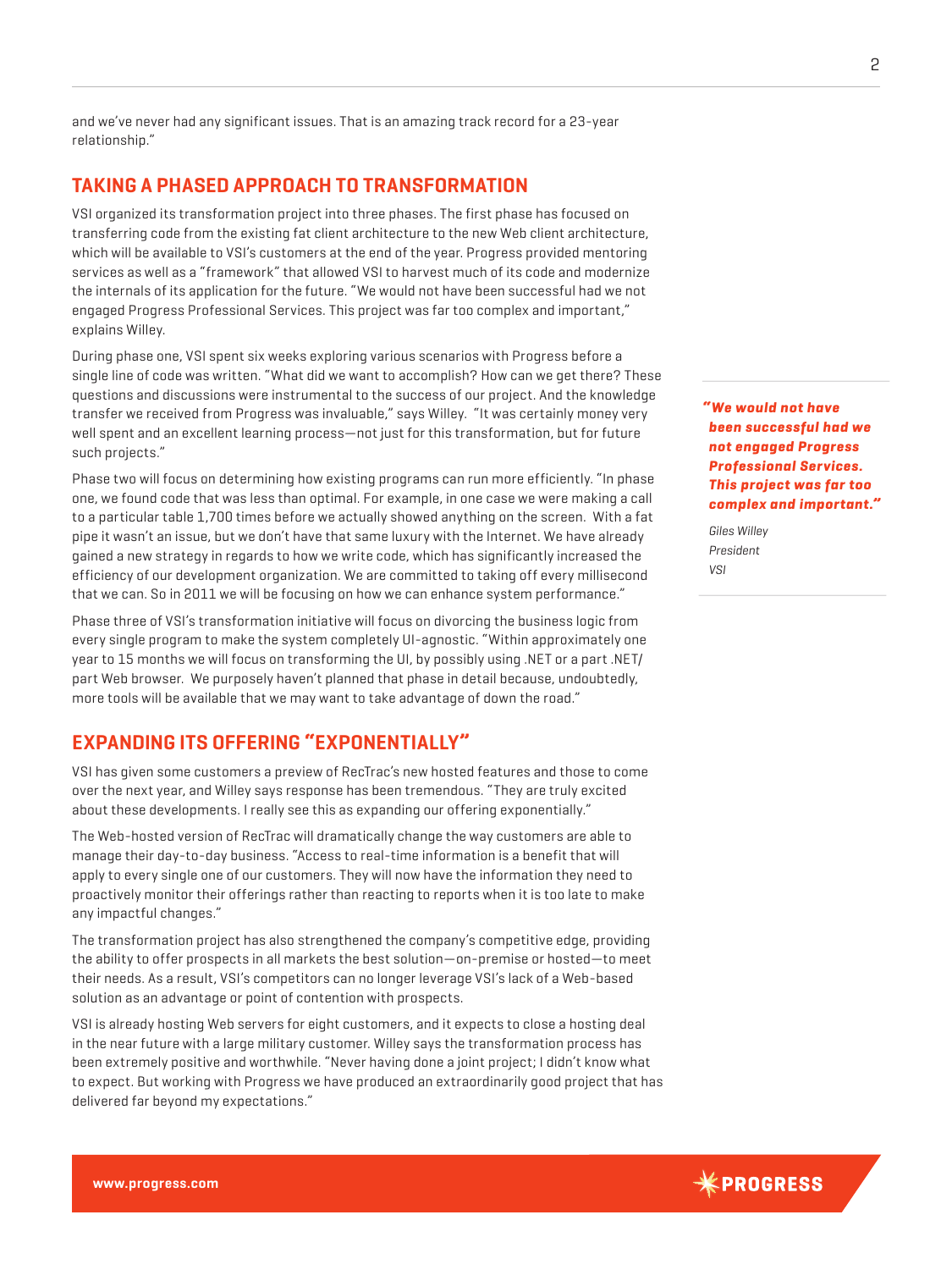and we've never had any significant issues. That is an amazing track record for a 23-year relationship."

## TAKING A PHASED APPROACH TO TRANSFORMATION

VSI organized its transformation project into three phases. The first phase has focused on transferring code from the existing fat client architecture to the new Web client architecture, which will be available to VSI's customers at the end of the year. Progress provided mentoring services as well as a "framework" that allowed VSI to harvest much of its code and modernize the internals of its application for the future. "We would not have been successful had we not engaged Progress Professional Services. This project was far too complex and important," explains Willey.

During phase one, VSI spent six weeks exploring various scenarios with Progress before a single line of code was written. "What did we want to accomplish? How can we get there? These questions and discussions were instrumental to the success of our project. And the knowledge transfer we received from Progress was invaluable," says Willey. "It was certainly money very well spent and an excellent learning process—not just for this transformation, but for future such projects."

Phase two will focus on determining how existing programs can run more efficiently. "In phase one, we found code that was less than optimal. For example, in one case we were making a call to a particular table 1,700 times before we actually showed anything on the screen. With a fat pipe it wasn't an issue, but we don't have that same luxury with the Internet. We have already gained a new strategy in regards to how we write code, which has significantly increased the efficiency of our development organization. We are committed to taking off every millisecond that we can. So in 2011 we will be focusing on how we can enhance system performance."

Phase three of VSI's transformation initiative will focus on divorcing the business logic from every single program to make the system completely UI-agnostic. "Within approximately one year to 15 months we will focus on transforming the UI, by possibly using .NET or a part .NET/part Web browser. We purposely haven't planned that phase in detail because, undoubtedly, more tools will be available that we may want to take advantage of down the road."

***"We would not have been successful had we not engaged Progress Professional Services. This project was far too complex and important."***

*Giles Willey*
*President*
*VSI*

## EXPANDING ITS OFFERING "EXPONENTIALLY"

VSI has given some customers a preview of RecTrac's new hosted features and those to come over the next year, and Willey says response has been tremendous. "They are truly excited about these developments. I really see this as expanding our offering exponentially."

The Web-hosted version of RecTrac will dramatically change the way customers are able to manage their day-to-day business. "Access to real-time information is a benefit that will apply to every single one of our customers. They will now have the information they need to proactively monitor their offerings rather than reacting to reports when it is too late to make any impactful changes."

The transformation project has also strengthened the company's competitive edge, providing the ability to offer prospects in all markets the best solution—on-premise or hosted—to meet their needs. As a result, VSI's competitors can no longer leverage VSI's lack of a Web-based solution as an advantage or point of contention with prospects.

VSI is already hosting Web servers for eight customers, and it expects to close a hosting deal in the near future with a large military customer. Willey says the transformation process has been extremely positive and worthwhile. "Never having done a joint project; I didn't know what to expect. But working with Progress we have produced an extraordinarily good project that has delivered far beyond my expectations."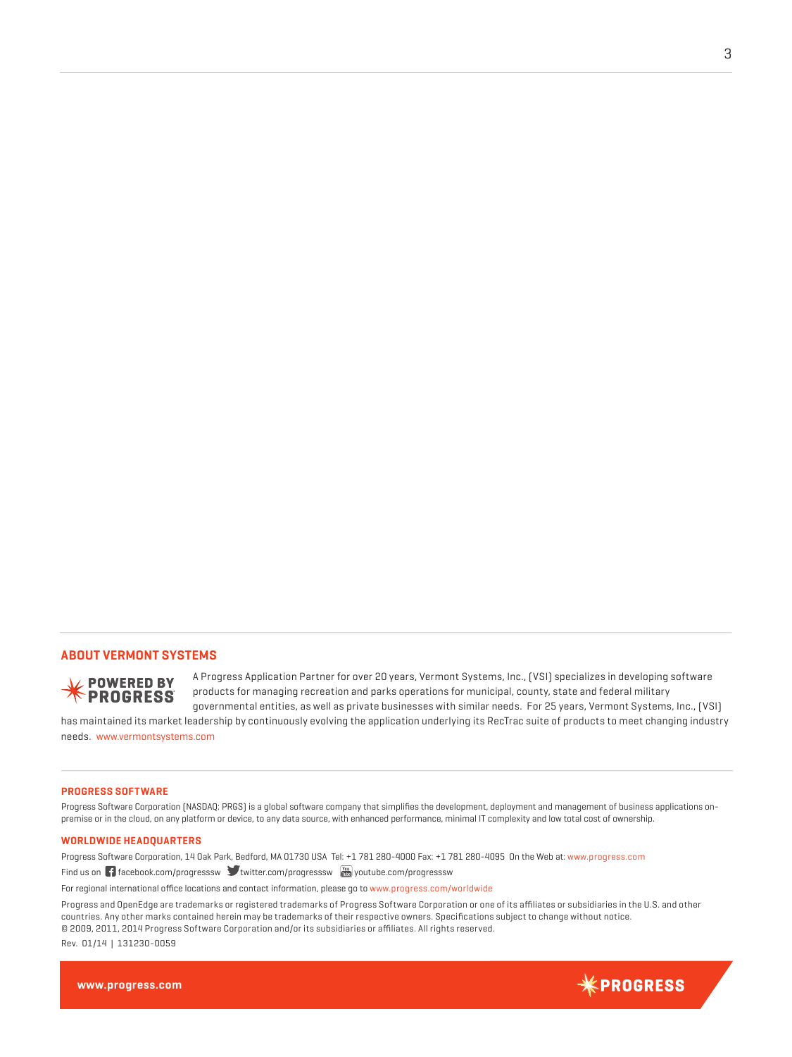## ABOUT VERMONT SYSTEMS

POWERED BY PROGRESS

A Progress Application Partner for over 20 years, Vermont Systems, Inc., (VSI) specializes in developing software products for managing recreation and parks operations for municipal, county, state and federal military governmental entities, as well as private businesses with similar needs. For 25 years, Vermont Systems, Inc., (VSI) has maintained its market leadership by continuously evolving the application underlying its RecTrac suite of products to meet changing industry needs. www.vermontsystems.com

### PROGRESS SOFTWARE

Progress Software Corporation (NASDAQ: PRGS) is a global software company that simplifies the development, deployment and management of business applications on-premise or in the cloud, on any platform or device, to any data source, with enhanced performance, minimal IT complexity and low total cost of ownership.

### WORLDWIDE HEADQUARTERS

Progress Software Corporation, 14 Oak Park, Bedford, MA 01730 USA Tel: +1 781 280-4000 Fax: +1 781 280-4095 On the Web at: www.progress.com

Find us on facebook.com/progresssw twitter.com/progresssw youtube.com/progresssw

For regional international office locations and contact information, please go to www.progress.com/worldwide

Progress and OpenEdge are trademarks or registered trademarks of Progress Software Corporation or one of its affiliates or subsidiaries in the U.S. and other countries. Any other marks contained herein may be trademarks of their respective owners. Specifications subject to change without notice.
© 2009, 2011, 2014 Progress Software Corporation and/or its subsidiaries or affiliates. All rights reserved.

Rev. 01/14 | 131230-0059

www.progress.com

PROGRESS